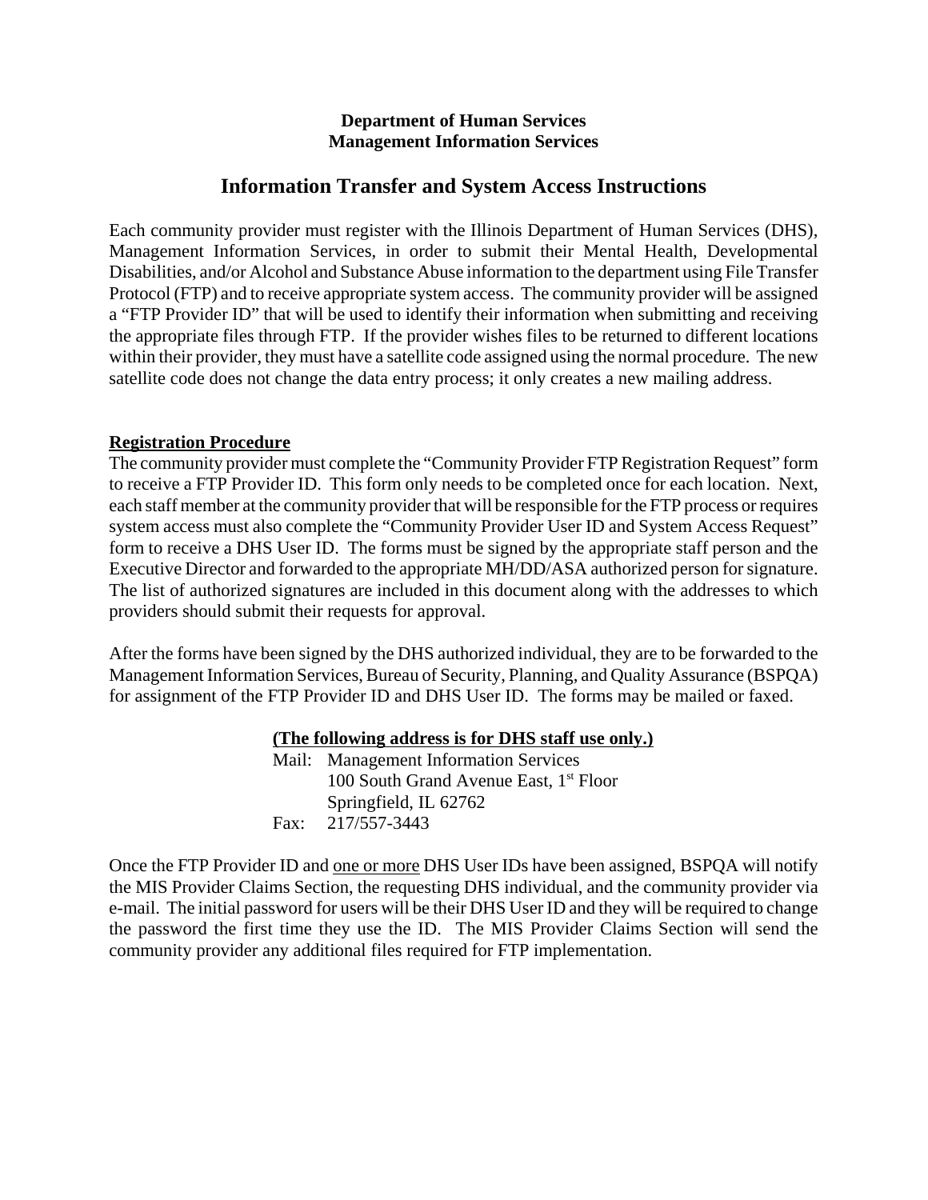**Department of Human Services**
**Management Information Services**

# Information Transfer and System Access Instructions

Each community provider must register with the Illinois Department of Human Services (DHS), Management Information Services, in order to submit their Mental Health, Developmental Disabilities, and/or Alcohol and Substance Abuse information to the department using File Transfer Protocol (FTP) and to receive appropriate system access. The community provider will be assigned a "FTP Provider ID" that will be used to identify their information when submitting and receiving the appropriate files through FTP. If the provider wishes files to be returned to different locations within their provider, they must have a satellite code assigned using the normal procedure. The new satellite code does not change the data entry process; it only creates a new mailing address.

## Registration Procedure

The community provider must complete the "Community Provider FTP Registration Request" form to receive a FTP Provider ID. This form only needs to be completed once for each location. Next, each staff member at the community provider that will be responsible for the FTP process or requires system access must also complete the "Community Provider User ID and System Access Request" form to receive a DHS User ID. The forms must be signed by the appropriate staff person and the Executive Director and forwarded to the appropriate MH/DD/ASA authorized person for signature. The list of authorized signatures are included in this document along with the addresses to which providers should submit their requests for approval.

After the forms have been signed by the DHS authorized individual, they are to be forwarded to the Management Information Services, Bureau of Security, Planning, and Quality Assurance (BSPQA) for assignment of the FTP Provider ID and DHS User ID. The forms may be mailed or faxed.

**(The following address is for DHS staff use only.)**

Mail: Management Information Services
100 South Grand Avenue East, 1st Floor
Springfield, IL 62762
Fax: 217/557-3443

Once the FTP Provider ID and one or more DHS User IDs have been assigned, BSPQA will notify the MIS Provider Claims Section, the requesting DHS individual, and the community provider via e-mail. The initial password for users will be their DHS User ID and they will be required to change the password the first time they use the ID. The MIS Provider Claims Section will send the community provider any additional files required for FTP implementation.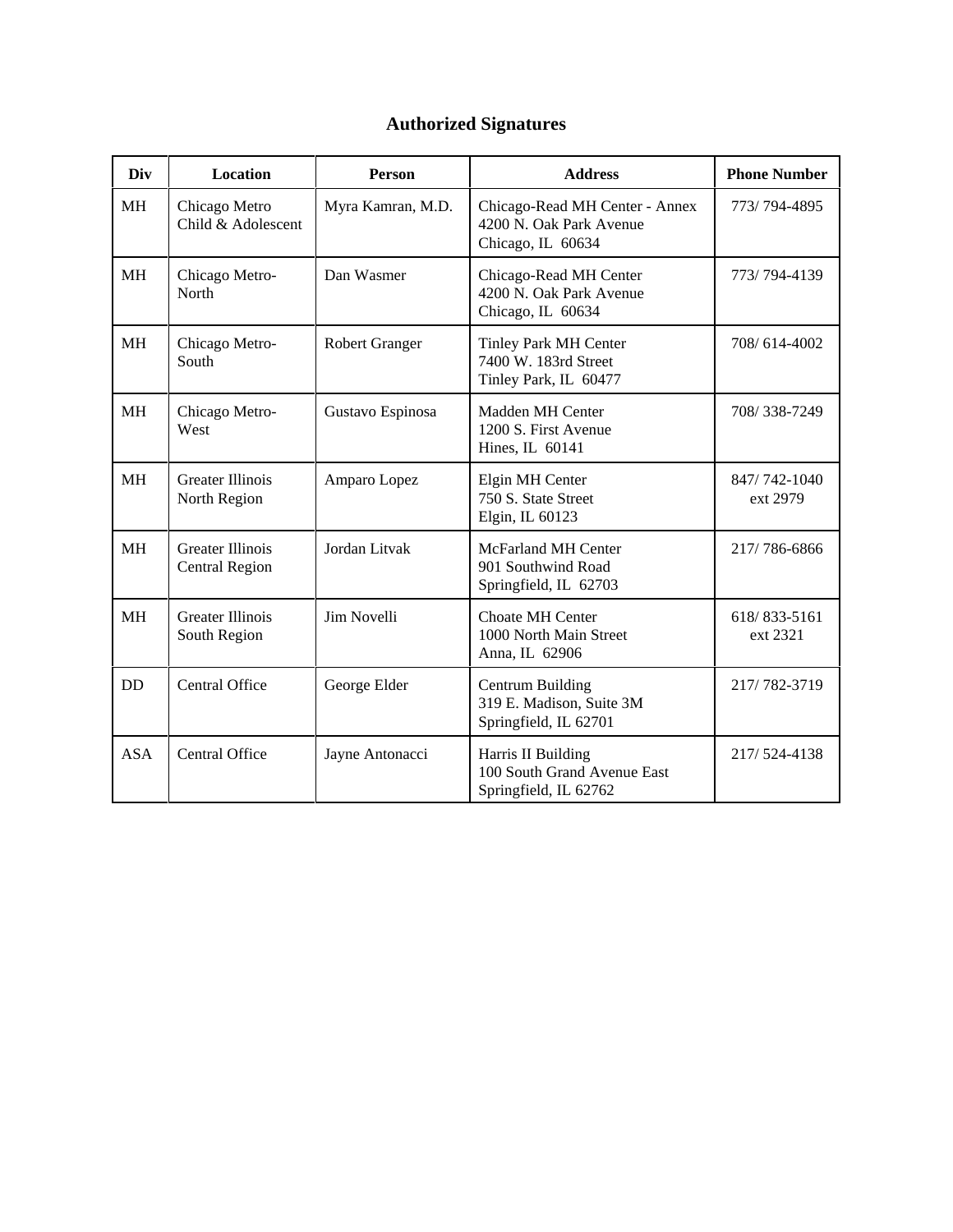# Authorized Signatures

| Div | Location | Person | Address | Phone Number |
|---|---|---|---|---|
| MH | Chicago Metro Child & Adolescent | Myra Kamran, M.D. | Chicago-Read MH Center - Annex<br>4200 N. Oak Park Avenue<br>Chicago, IL 60634 | 773/ 794-4895 |
| MH | Chicago Metro-North | Dan Wasmer | Chicago-Read MH Center<br>4200 N. Oak Park Avenue<br>Chicago, IL 60634 | 773/ 794-4139 |
| MH | Chicago Metro-South | Robert Granger | Tinley Park MH Center<br>7400 W. 183rd Street<br>Tinley Park, IL 60477 | 708/ 614-4002 |
| MH | Chicago Metro-West | Gustavo Espinosa | Madden MH Center<br>1200 S. First Avenue<br>Hines, IL 60141 | 708/ 338-7249 |
| MH | Greater Illinois North Region | Amparo Lopez | Elgin MH Center<br>750 S. State Street<br>Elgin, IL 60123 | 847/ 742-1040 ext 2979 |
| MH | Greater Illinois Central Region | Jordan Litvak | McFarland MH Center<br>901 Southwind Road<br>Springfield, IL 62703 | 217/ 786-6866 |
| MH | Greater Illinois South Region | Jim Novelli | Choate MH Center<br>1000 North Main Street<br>Anna, IL 62906 | 618/ 833-5161 ext 2321 |
| DD | Central Office | George Elder | Centrum Building<br>319 E. Madison, Suite 3M<br>Springfield, IL 62701 | 217/ 782-3719 |
| ASA | Central Office | Jayne Antonacci | Harris II Building<br>100 South Grand Avenue East<br>Springfield, IL 62762 | 217/ 524-4138 |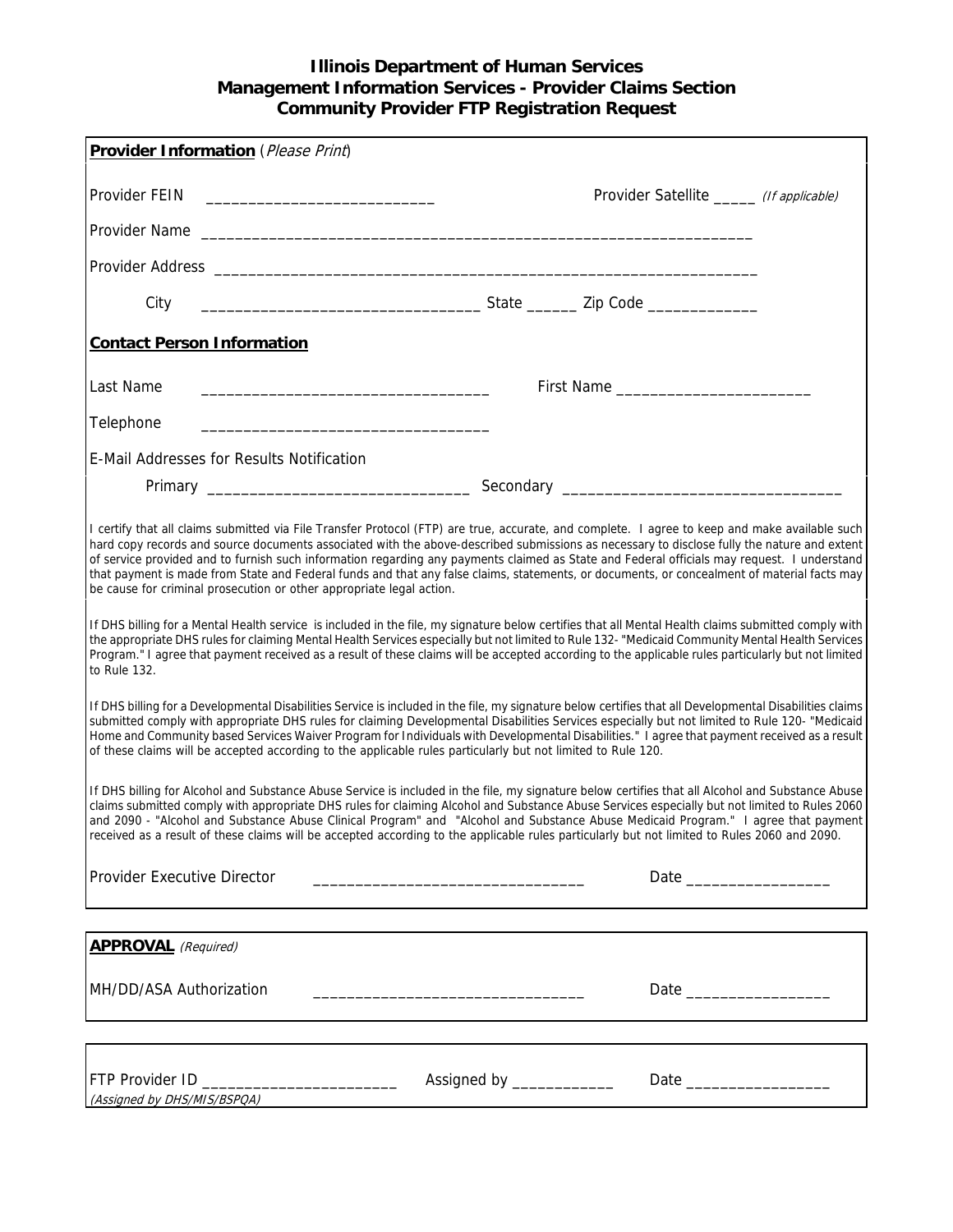# Illinois Department of Human Services
## Management Information Services - Provider Claims Section
## Community Provider FTP Registration Request

**Provider Information** (*Please Print*)

Provider FEIN ___________________________ Provider Satellite _____ *(If applicable)*

Provider Name ________________________________________________________________

Provider Address ________________________________________________________________

City ________________________________ State ______ Zip Code _____________

**Contact Person Information**

Last Name ________________________________ First Name ______________________

Telephone ________________________________

E-Mail Addresses for Results Notification

Primary ______________________________ Secondary ________________________________

I certify that all claims submitted via File Transfer Protocol (FTP) are true, accurate, and complete. I agree to keep and make available such hard copy records and source documents associated with the above-described submissions as necessary to disclose fully the nature and extent of service provided and to furnish such information regarding any payments claimed as State and Federal officials may request. I understand that payment is made from State and Federal funds and that any false claims, statements, or documents, or concealment of material facts may be cause for criminal prosecution or other appropriate legal action.

If DHS billing for a Mental Health service is included in the file, my signature below certifies that all Mental Health claims submitted comply with the appropriate DHS rules for claiming Mental Health Services especially but not limited to Rule 132- "Medicaid Community Mental Health Services Program." I agree that payment received as a result of these claims will be accepted according to the applicable rules particularly but not limited to Rule 132.

If DHS billing for a Developmental Disabilities Service is included in the file, my signature below certifies that all Developmental Disabilities claims submitted comply with appropriate DHS rules for claiming Developmental Disabilities Services especially but not limited to Rule 120- "Medicaid Home and Community based Services Waiver Program for Individuals with Developmental Disabilities." I agree that payment received as a result of these claims will be accepted according to the applicable rules particularly but not limited to Rule 120.

If DHS billing for Alcohol and Substance Abuse Service is included in the file, my signature below certifies that all Alcohol and Substance Abuse claims submitted comply with appropriate DHS rules for claiming Alcohol and Substance Abuse Services especially but not limited to Rules 2060 and 2090 - "Alcohol and Substance Abuse Clinical Program" and "Alcohol and Substance Abuse Medicaid Program." I agree that payment received as a result of these claims will be accepted according to the applicable rules particularly but not limited to Rules 2060 and 2090.

Provider Executive Director ________________________________ Date _________________

**APPROVAL** *(Required)*

MH/DD/ASA Authorization ________________________________ Date _________________

FTP Provider ID _______________________ Assigned by ____________ Date _________________
*(Assigned by DHS/MIS/BSPQA)*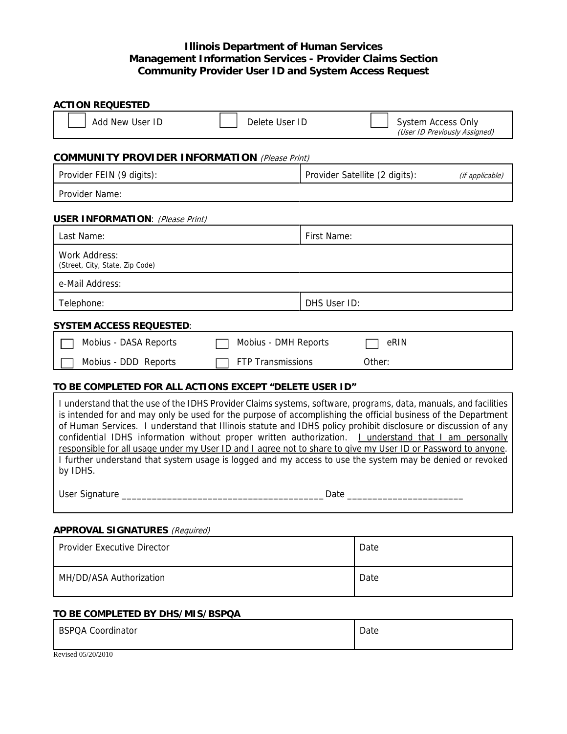**Illinois Department of Human Services**
**Management Information Services - Provider Claims Section**
**Community Provider User ID and System Access Request**

**ACTION REQUESTED**

| ☐ Add New User ID | ☐ Delete User ID | ☐ System Access Only *(User ID Previously Assigned)* |
|---|---|---|

**COMMUNITY PROVIDER INFORMATION** *(Please Print)*

| Provider FEIN (9 digits): | Provider Satellite (2 digits): *(if applicable)* |
|---|---|
| Provider Name: | |

**USER INFORMATION**: *(Please Print)*

| Last Name: | First Name: |
|---|---|
| Work Address: (Street, City, State, Zip Code) | |
| e-Mail Address: | |
| Telephone: | DHS User ID: |

**SYSTEM ACCESS REQUESTED**:

| ☐ Mobius - DASA Reports | ☐ Mobius - DMH Reports | ☐ eRIN |
|---|---|---|
| ☐ Mobius - DDD Reports | ☐ FTP Transmissions | Other: |

**TO BE COMPLETED FOR ALL ACTIONS EXCEPT "DELETE USER ID"**

I understand that the use of the IDHS Provider Claims systems, software, programs, data, manuals, and facilities is intended for and may only be used for the purpose of accomplishing the official business of the Department of Human Services. I understand that Illinois statute and IDHS policy prohibit disclosure or discussion of any confidential IDHS information without proper written authorization. I understand that I am personally responsible for all usage under my User ID and I agree not to share to give my User ID or Password to anyone. I further understand that system usage is logged and my access to use the system may be denied or revoked by IDHS.

User Signature _______________________________________ Date ______________________

**APPROVAL SIGNATURES** *(Required)*

| Provider Executive Director | Date |
|---|---|
| MH/DD/ASA Authorization | Date |

**TO BE COMPLETED BY DHS/MIS/BSPQA**

| BSPQA Coordinator | Date |
|---|---|

Revised 05/20/2010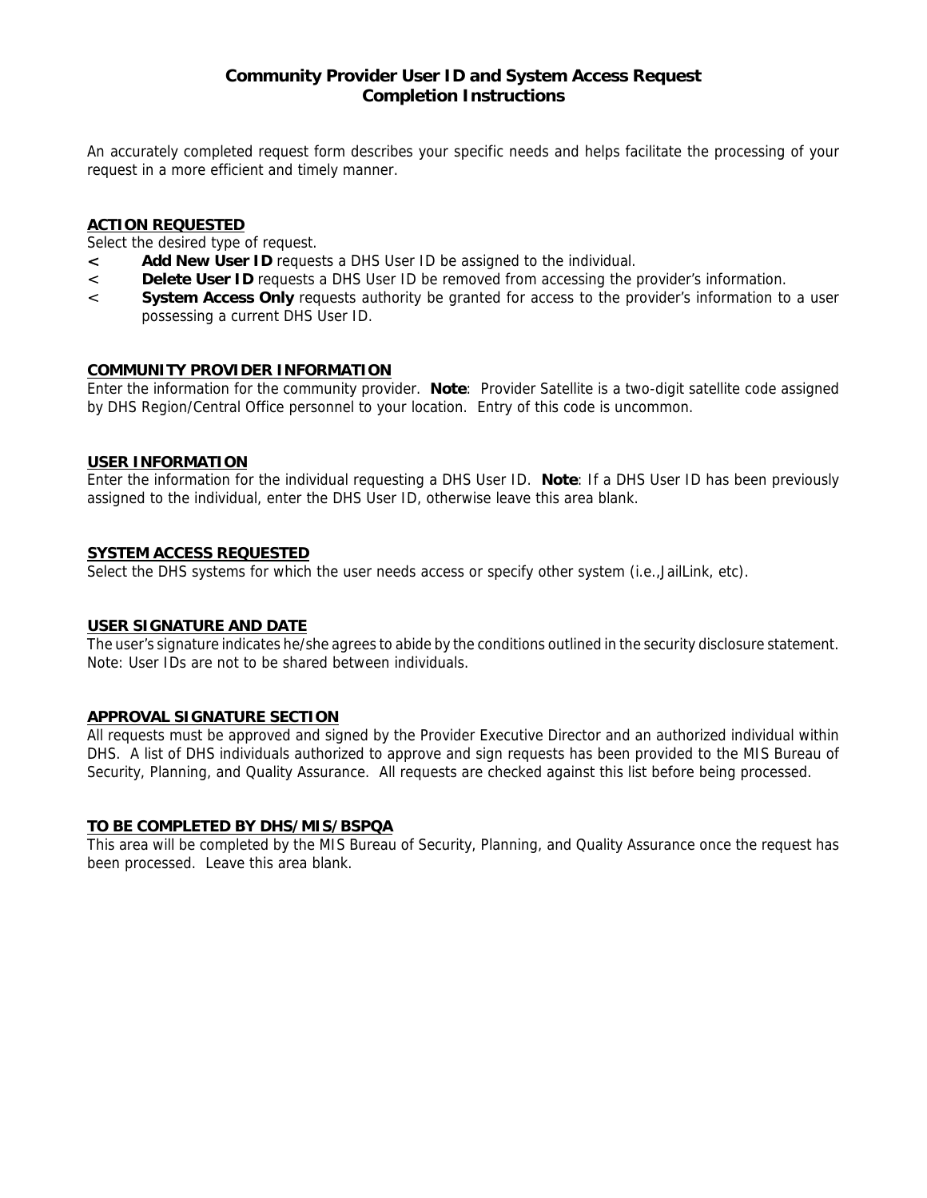# Community Provider User ID and System Access Request
# Completion Instructions

An accurately completed request form describes your specific needs and helps facilitate the processing of your request in a more efficient and timely manner.

## ACTION REQUESTED

Select the desired type of request.

- **Add New User ID** requests a DHS User ID be assigned to the individual.
- **Delete User ID** requests a DHS User ID be removed from accessing the provider's information.
- **System Access Only** requests authority be granted for access to the provider's information to a user possessing a current DHS User ID.

## COMMUNITY PROVIDER INFORMATION

Enter the information for the community provider. **Note**: Provider Satellite is a two-digit satellite code assigned by DHS Region/Central Office personnel to your location. Entry of this code is uncommon.

## USER INFORMATION

Enter the information for the individual requesting a DHS User ID. **Note**: If a DHS User ID has been previously assigned to the individual, enter the DHS User ID, otherwise leave this area blank.

## SYSTEM ACCESS REQUESTED

Select the DHS systems for which the user needs access or specify other system (i.e.,JailLink, etc).

## USER SIGNATURE AND DATE

The user's signature indicates he/she agrees to abide by the conditions outlined in the security disclosure statement. Note: User IDs are not to be shared between individuals.

## APPROVAL SIGNATURE SECTION

All requests must be approved and signed by the Provider Executive Director and an authorized individual within DHS. A list of DHS individuals authorized to approve and sign requests has been provided to the MIS Bureau of Security, Planning, and Quality Assurance. All requests are checked against this list before being processed.

## TO BE COMPLETED BY DHS/MIS/BSPQA

This area will be completed by the MIS Bureau of Security, Planning, and Quality Assurance once the request has been processed. Leave this area blank.